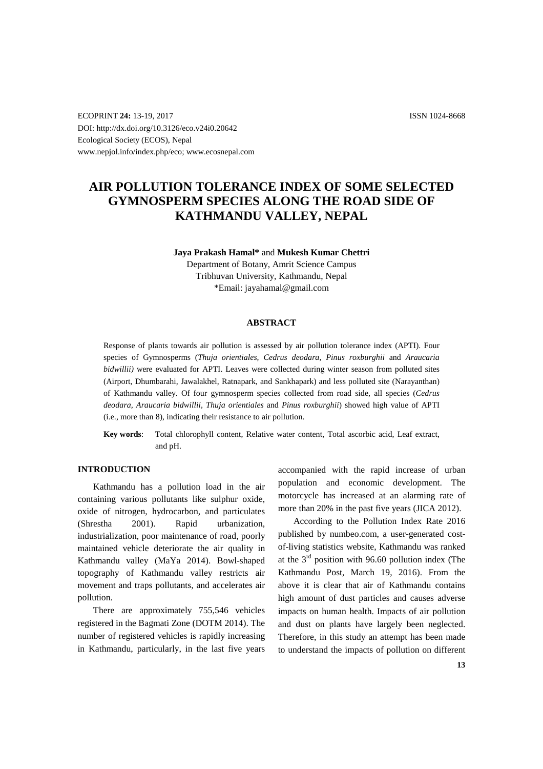ECOPRINT **24:** 13-19, 2017 ISSN 1024-8668
DOI: http://dx.doi.org/10.3126/eco.v24i0.20642
Ecological Society (ECOS), Nepal
www.nepjol.info/index.php/eco; www.ecosnepal.com

# AIR POLLUTION TOLERANCE INDEX OF SOME SELECTED GYMNOSPERM SPECIES ALONG THE ROAD SIDE OF KATHMANDU VALLEY, NEPAL

**Jaya Prakash Hamal*** and **Mukesh Kumar Chettri**

Department of Botany, Amrit Science Campus
Tribhuvan University, Kathmandu, Nepal
*Email: jayahamal@gmail.com

## ABSTRACT

Response of plants towards air pollution is assessed by air pollution tolerance index (APTI). Four species of Gymnosperms (*Thuja orientiales, Cedrus deodara, Pinus roxburghii* and *Araucaria bidwillii)* were evaluated for APTI. Leaves were collected during winter season from polluted sites (Airport, Dhumbarahi, Jawalakhel, Ratnapark, and Sankhapark) and less polluted site (Narayanthan) of Kathmandu valley. Of four gymnosperm species collected from road side, all species (*Cedrus deodara, Araucaria bidwillii, Thuja orientiales* and *Pinus roxburghii*) showed high value of APTI (i.e., more than 8), indicating their resistance to air pollution.

**Key words**: Total chlorophyll content, Relative water content, Total ascorbic acid, Leaf extract, and pH.

## INTRODUCTION

Kathmandu has a pollution load in the air containing various pollutants like sulphur oxide, oxide of nitrogen, hydrocarbon, and particulates (Shrestha 2001). Rapid urbanization, industrialization, poor maintenance of road, poorly maintained vehicle deteriorate the air quality in Kathmandu valley (MaYa 2014). Bowl-shaped topography of Kathmandu valley restricts air movement and traps pollutants, and accelerates air pollution.

There are approximately 755,546 vehicles registered in the Bagmati Zone (DOTM 2014). The number of registered vehicles is rapidly increasing in Kathmandu, particularly, in the last five years accompanied with the rapid increase of urban population and economic development. The motorcycle has increased at an alarming rate of more than 20% in the past five years (JICA 2012).

According to the Pollution Index Rate 2016 published by numbeo.com, a user-generated cost-of-living statistics website, Kathmandu was ranked at the 3rd position with 96.60 pollution index (The Kathmandu Post, March 19, 2016). From the above it is clear that air of Kathmandu contains high amount of dust particles and causes adverse impacts on human health. Impacts of air pollution and dust on plants have largely been neglected. Therefore, in this study an attempt has been made to understand the impacts of pollution on different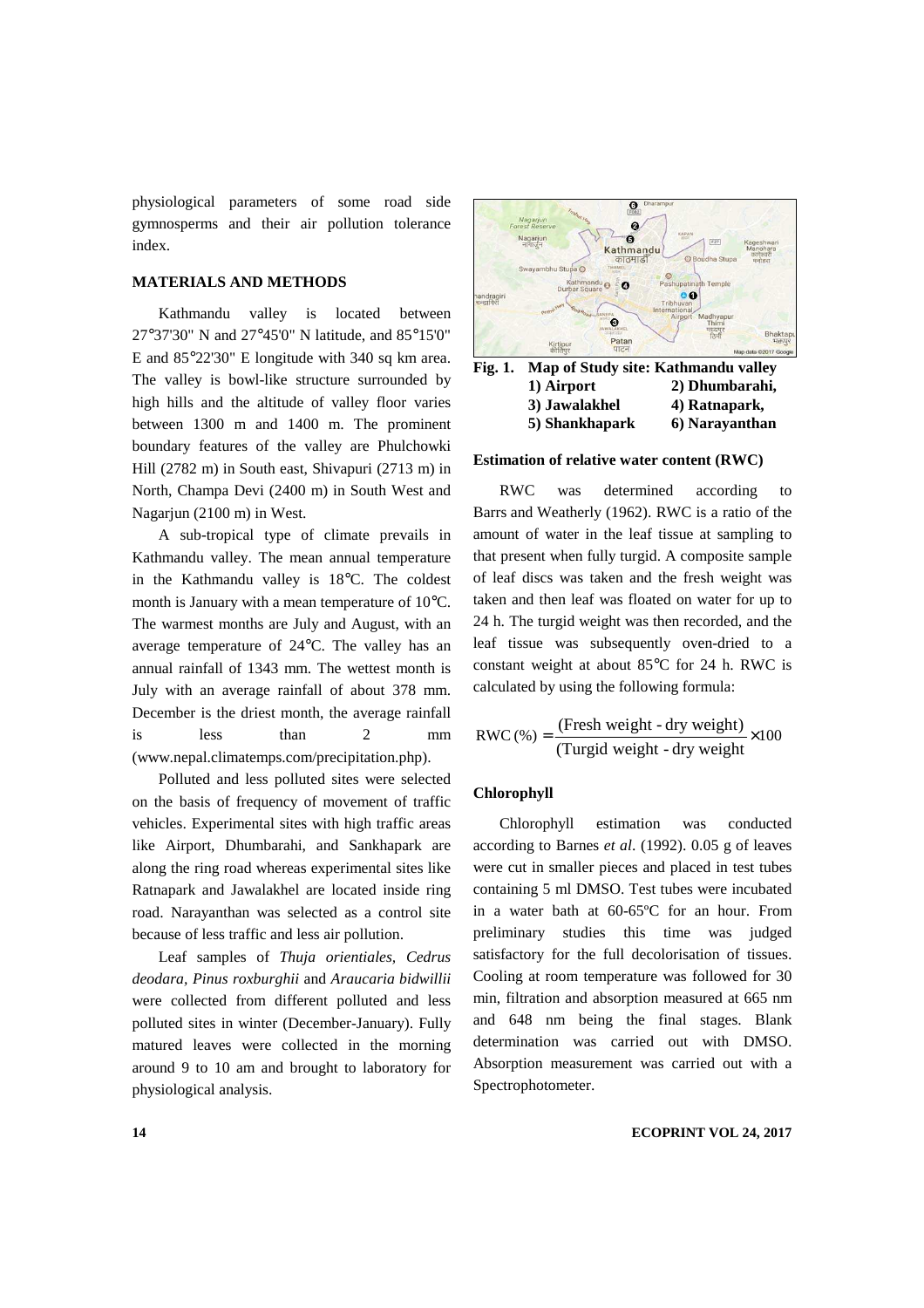physiological parameters of some road side gymnosperms and their air pollution tolerance index.

## MATERIALS AND METHODS

Kathmandu valley is located between 27°37'30" N and 27°45'0" N latitude, and 85°15'0" E and 85°22'30" E longitude with 340 sq km area. The valley is bowl-like structure surrounded by high hills and the altitude of valley floor varies between 1300 m and 1400 m. The prominent boundary features of the valley are Phulchowki Hill (2782 m) in South east, Shivapuri (2713 m) in North, Champa Devi (2400 m) in South West and Nagarjun (2100 m) in West.

A sub-tropical type of climate prevails in Kathmandu valley. The mean annual temperature in the Kathmandu valley is 18°C. The coldest month is January with a mean temperature of 10°C. The warmest months are July and August, with an average temperature of 24°C. The valley has an annual rainfall of 1343 mm. The wettest month is July with an average rainfall of about 378 mm. December is the driest month, the average rainfall is less than 2 mm (www.nepal.climatemps.com/precipitation.php).

Polluted and less polluted sites were selected on the basis of frequency of movement of traffic vehicles. Experimental sites with high traffic areas like Airport, Dhumbarahi, and Sankhapark are along the ring road whereas experimental sites like Ratnapark and Jawalakhel are located inside ring road. Narayanthan was selected as a control site because of less traffic and less air pollution.

Leaf samples of *Thuja orientiales*, *Cedrus deodara*, *Pinus roxburghii* and *Araucaria bidwillii* were collected from different polluted and less polluted sites in winter (December-January). Fully matured leaves were collected in the morning around 9 to 10 am and brought to laboratory for physiological analysis.

**Fig. 1. Map of Study site: Kathmandu valley**
**1) Airport 2) Dhumbarahi, 3) Jawalakhel 4) Ratnapark, 5) Shankhapark 6) Narayanthan**

### Estimation of relative water content (RWC)

RWC was determined according to Barrs and Weatherly (1962). RWC is a ratio of the amount of water in the leaf tissue at sampling to that present when fully turgid. A composite sample of leaf discs was taken and the fresh weight was taken and then leaf was floated on water for up to 24 h. The turgid weight was then recorded, and the leaf tissue was subsequently oven-dried to a constant weight at about 85°C for 24 h. RWC is calculated by using the following formula:

$$\text{RWC}(\%) = \frac{(\text{Fresh weight - dry weight})}{(\text{Turgid weight - dry weight}} \times 100$$

### Chlorophyll

Chlorophyll estimation was conducted according to Barnes *et al*. (1992). 0.05 g of leaves were cut in smaller pieces and placed in test tubes containing 5 ml DMSO. Test tubes were incubated in a water bath at 60-65ºC for an hour. From preliminary studies this time was judged satisfactory for the full decolorisation of tissues. Cooling at room temperature was followed for 30 min, filtration and absorption measured at 665 nm and 648 nm being the final stages. Blank determination was carried out with DMSO. Absorption measurement was carried out with a Spectrophotometer.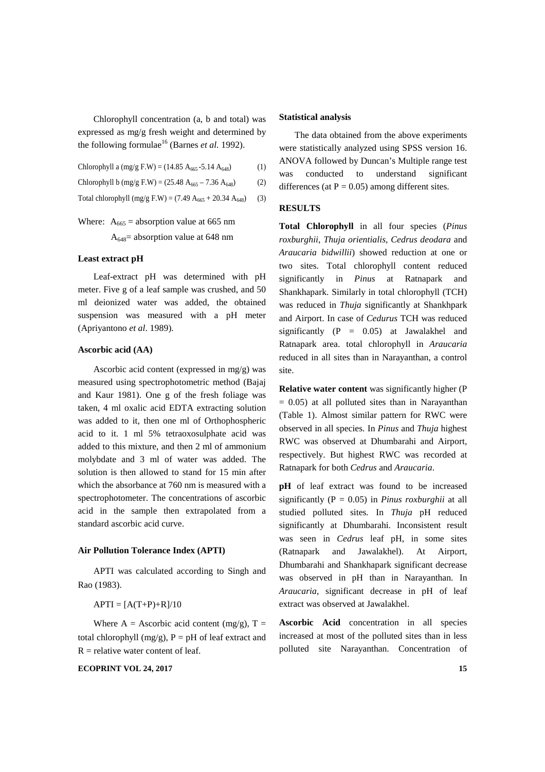Chlorophyll concentration (a, b and total) was expressed as mg/g fresh weight and determined by the following formulae[16] (Barnes *et al.* 1992).

$$\text{Chlorophyll a (mg/g F.W)} = (14.85\, A_{665} - 5.14\, A_{648}) \quad (1)$$

$$\text{Chlorophyll b (mg/g F.W)} = (25.48\, A_{665} - 7.36\, A_{648}) \quad (2)$$

$$\text{Total chlorophyll (mg/g F.W)} = (7.49\, A_{665} + 20.34\, A_{648}) \quad (3)$$

Where: $A_{665}$ = absorption value at 665 nm

$A_{648}$= absorption value at 648 nm

### Least extract pH

Leaf-extract pH was determined with pH meter. Five g of a leaf sample was crushed, and 50 ml deionized water was added, the obtained suspension was measured with a pH meter (Apriyantono *et al*. 1989).

### Ascorbic acid (AA)

Ascorbic acid content (expressed in mg/g) was measured using spectrophotometric method (Bajaj and Kaur 1981). One g of the fresh foliage was taken, 4 ml oxalic acid EDTA extracting solution was added to it, then one ml of Orthophospheric acid to it. 1 ml 5% tetraoxosulphate acid was added to this mixture, and then 2 ml of ammonium molybdate and 3 ml of water was added. The solution is then allowed to stand for 15 min after which the absorbance at 760 nm is measured with a spectrophotometer. The concentrations of ascorbic acid in the sample then extrapolated from a standard ascorbic acid curve.

### Air Pollution Tolerance Index (APTI)

APTI was calculated according to Singh and Rao (1983).

$$\text{APTI} = [A(T+P)+R]/10$$

Where A = Ascorbic acid content (mg/g), T = total chlorophyll (mg/g), P = pH of leaf extract and R = relative water content of leaf.

### Statistical analysis

The data obtained from the above experiments were statistically analyzed using SPSS version 16. ANOVA followed by Duncan's Multiple range test was conducted to understand significant differences (at $P = 0.05$) among different sites.

## RESULTS

**Total Chlorophyll** in all four species (*Pinus roxburghii*, *Thuja orientialis, Cedrus deodara* and *Araucaria bidwillii*) showed reduction at one or two sites. Total chlorophyll content reduced significantly in *Pinus* at Ratnapark and Shankhapark. Similarly in total chlorophyll (TCH) was reduced in *Thuja* significantly at Shankhpark and Airport. In case of *Cedurus* TCH was reduced significantly ($P = 0.05$) at Jawalakhel and Ratnapark area. total chlorophyll in *Araucaria* reduced in all sites than in Narayanthan, a control site.

**Relative water content** was significantly higher ($P = 0.05$) at all polluted sites than in Narayanthan (Table 1). Almost similar pattern for RWC were observed in all species. In *Pinus* and *Thuja* highest RWC was observed at Dhumbarahi and Airport, respectively. But highest RWC was recorded at Ratnapark for both *Cedrus* and *Araucaria*.

**pH** of leaf extract was found to be increased significantly ($P = 0.05$) in *Pinus roxburghii* at all studied polluted sites. In *Thuja* pH reduced significantly at Dhumbarahi. Inconsistent result was seen in *Cedrus* leaf pH, in some sites (Ratnapark and Jawalakhel). At Airport, Dhumbarahi and Shankhapark significant decrease was observed in pH than in Narayanthan. In *Araucaria*, significant decrease in pH of leaf extract was observed at Jawalakhel.

**Ascorbic Acid** concentration in all species increased at most of the polluted sites than in less polluted site Narayanthan. Concentration of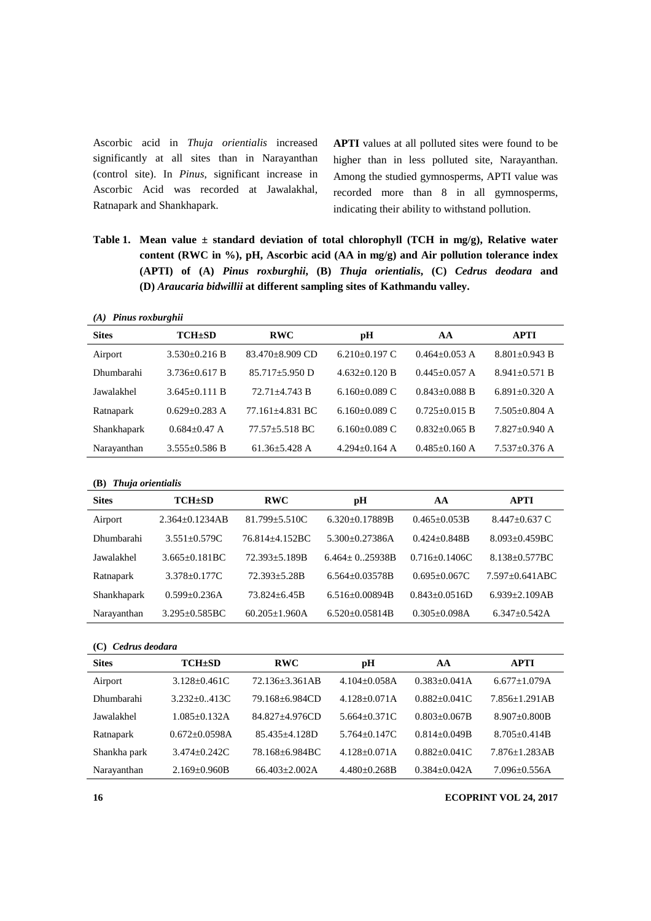Ascorbic acid in *Thuja orientialis* increased significantly at all sites than in Narayanthan (control site). In *Pinus*, significant increase in Ascorbic Acid was recorded at Jawalakhal, Ratnapark and Shankhapark.

**APTI** values at all polluted sites were found to be higher than in less polluted site, Narayanthan. Among the studied gymnosperms, APTI value was recorded more than 8 in all gymnosperms, indicating their ability to withstand pollution.

**Table 1. Mean value ± standard deviation of total chlorophyll (TCH in mg/g), Relative water content (RWC in %), pH, Ascorbic acid (AA in mg/g) and Air pollution tolerance index (APTI) of (A) *Pinus roxburghii*, (B) *Thuja orientialis*, (C) *Cedrus deodara* and (D) *Araucaria bidwillii* at different sampling sites of Kathmandu valley.**

***(A) Pinus roxburghii***

| Sites | TCH±SD | RWC | pH | AA | APTI |
|---|---|---|---|---|---|
| Airport | 3.530±0.216 B | 83.470±8.909 CD | 6.210±0.197 C | 0.464±0.053 A | 8.801±0.943 B |
| Dhumbarahi | 3.736±0.617 B | 85.717±5.950 D | 4.632±0.120 B | 0.445±0.057 A | 8.941±0.571 B |
| Jawalakhel | 3.645±0.111 B | 72.71±4.743 B | 6.160±0.089 C | 0.843±0.088 B | 6.891±0.320 A |
| Ratnapark | 0.629±0.283 A | 77.161±4.831 BC | 6.160±0.089 C | 0.725±0.015 B | 7.505±0.804 A |
| Shankhapark | 0.684±0.47 A | 77.57±5.518 BC | 6.160±0.089 C | 0.832±0.065 B | 7.827±0.940 A |
| Narayanthan | 3.555±0.586 B | 61.36±5.428 A | 4.294±0.164 A | 0.485±0.160 A | 7.537±0.376 A |

**(B) *Thuja orientialis***

| Sites | TCH±SD | RWC | pH | AA | APTI |
|---|---|---|---|---|---|
| Airport | 2.364±0.1234AB | 81.799±5.510C | 6.320±0.17889B | 0.465±0.053B | 8.447±0.637 C |
| Dhumbarahi | 3.551±0.579C | 76.814±4.152BC | 5.300±0.27386A | 0.424±0.848B | 8.093±0.459BC |
| Jawalakhel | 3.665±0.181BC | 72.393±5.189B | 6.464± 0..25938B | 0.716±0.1406C | 8.138±0.577BC |
| Ratnapark | 3.378±0.177C | 72.393±5.28B | 6.564±0.03578B | 0.695±0.067C | 7.597±0.641ABC |
| Shankhapark | 0.599±0.236A | 73.824±6.45B | 6.516±0.00894B | 0.843±0.0516D | 6.939±2.109AB |
| Narayanthan | 3.295±0.585BC | 60.205±1.960A | 6.520±0.05814B | 0.305±0.098A | 6.347±0.542A |

**(C) *Cedrus deodara***

| Sites | TCH±SD | RWC | pH | AA | APTI |
|---|---|---|---|---|---|
| Airport | 3.128±0.461C | 72.136±3.361AB | 4.104±0.058A | 0.383±0.041A | 6.677±1.079A |
| Dhumbarahi | 3.232±0..413C | 79.168±6.984CD | 4.128±0.071A | 0.882±0.041C | 7.856±1.291AB |
| Jawalakhel | 1.085±0.132A | 84.827±4.976CD | 5.664±0.371C | 0.803±0.067B | 8.907±0.800B |
| Ratnapark | 0.672±0.0598A | 85.435±4.128D | 5.764±0.147C | 0.814±0.049B | 8.705±0.414B |
| Shankha park | 3.474±0.242C | 78.168±6.984BC | 4.128±0.071A | 0.882±0.041C | 7.876±1.283AB |
| Narayanthan | 2.169±0.960B | 66.403±2.002A | 4.480±0.268B | 0.384±0.042A | 7.096±0.556A |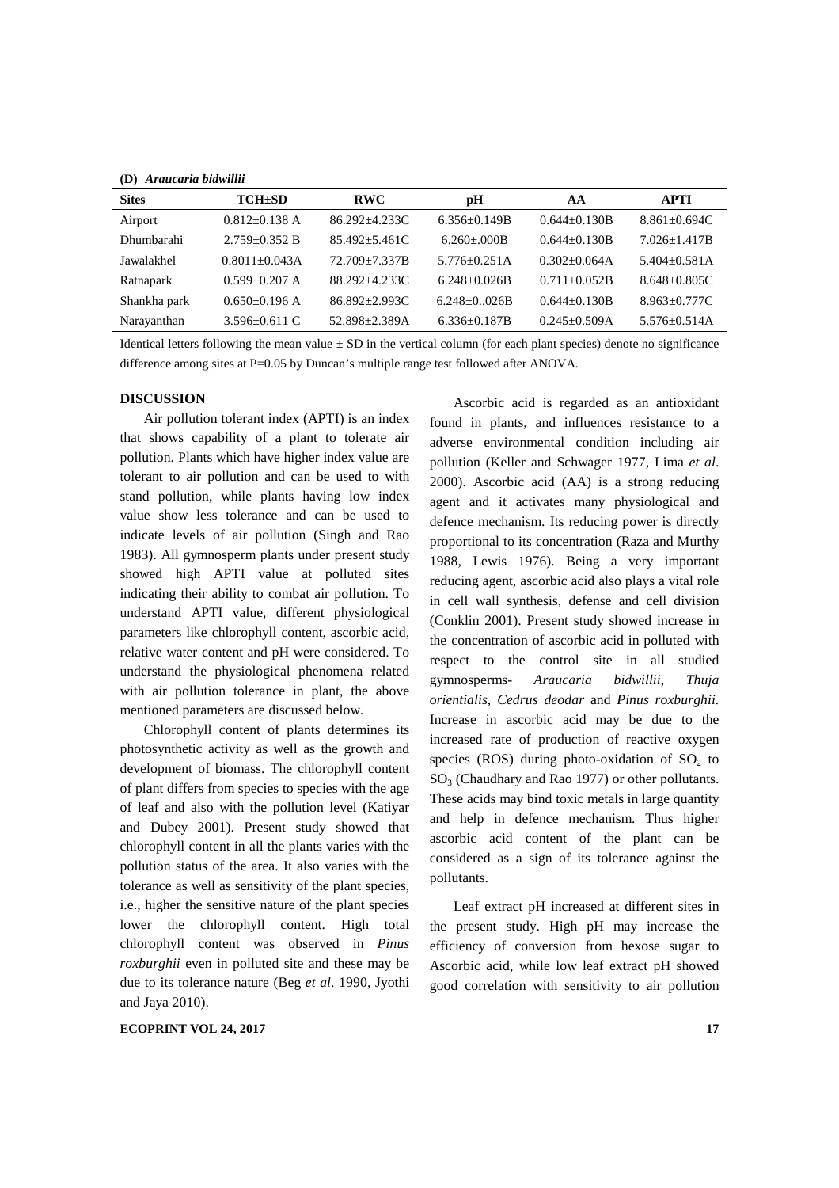**(D)** ***Araucaria bidwillii***

| Sites | TCH±SD | RWC | pH | AA | APTI |
|---|---|---|---|---|---|
| Airport | 0.812±0.138 A | 86.292±4.233C | 6.356±0.149B | 0.644±0.130B | 8.861±0.694C |
| Dhumbarahi | 2.759±0.352 B | 85.492±5.461C | 6.260±.000B | 0.644±0.130B | 7.026±1.417B |
| Jawalakhel | 0.8011±0.043A | 72.709±7.337B | 5.776±0.251A | 0.302±0.064A | 5.404±0.581A |
| Ratnapark | 0.599±0.207 A | 88.292±4.233C | 6.248±0.026B | 0.711±0.052B | 8.648±0.805C |
| Shankha park | 0.650±0.196 A | 86.892±2.993C | 6.248±0..026B | 0.644±0.130B | 8.963±0.777C |
| Narayanthan | 3.596±0.611 C | 52.898±2.389A | 6.336±0.187B | 0.245±0.509A | 5.576±0.514A |

Identical letters following the mean value ± SD in the vertical column (for each plant species) denote no significance difference among sites at P=0.05 by Duncan's multiple range test followed after ANOVA.

## DISCUSSION

Air pollution tolerant index (APTI) is an index that shows capability of a plant to tolerate air pollution. Plants which have higher index value are tolerant to air pollution and can be used to with stand pollution, while plants having low index value show less tolerance and can be used to indicate levels of air pollution (Singh and Rao 1983). All gymnosperm plants under present study showed high APTI value at polluted sites indicating their ability to combat air pollution. To understand APTI value, different physiological parameters like chlorophyll content, ascorbic acid, relative water content and pH were considered. To understand the physiological phenomena related with air pollution tolerance in plant, the above mentioned parameters are discussed below.

Chlorophyll content of plants determines its photosynthetic activity as well as the growth and development of biomass. The chlorophyll content of plant differs from species to species with the age of leaf and also with the pollution level (Katiyar and Dubey 2001). Present study showed that chlorophyll content in all the plants varies with the pollution status of the area. It also varies with the tolerance as well as sensitivity of the plant species, i.e., higher the sensitive nature of the plant species lower the chlorophyll content. High total chlorophyll content was observed in *Pinus roxburghii* even in polluted site and these may be due to its tolerance nature (Beg *et al*. 1990, Jyothi and Jaya 2010).

Ascorbic acid is regarded as an antioxidant found in plants, and influences resistance to a adverse environmental condition including air pollution (Keller and Schwager 1977, Lima *et al*. 2000). Ascorbic acid (AA) is a strong reducing agent and it activates many physiological and defence mechanism. Its reducing power is directly proportional to its concentration (Raza and Murthy 1988, Lewis 1976). Being a very important reducing agent, ascorbic acid also plays a vital role in cell wall synthesis, defense and cell division (Conklin 2001). Present study showed increase in the concentration of ascorbic acid in polluted with respect to the control site in all studied gymnosperms- *Araucaria bidwillii*, *Thuja orientialis, Cedrus deodar* and *Pinus roxburghii.* Increase in ascorbic acid may be due to the increased rate of production of reactive oxygen species (ROS) during photo-oxidation of $SO_2$ to $SO_3$ (Chaudhary and Rao 1977) or other pollutants. These acids may bind toxic metals in large quantity and help in defence mechanism. Thus higher ascorbic acid content of the plant can be considered as a sign of its tolerance against the pollutants.

Leaf extract pH increased at different sites in the present study. High pH may increase the efficiency of conversion from hexose sugar to Ascorbic acid, while low leaf extract pH showed good correlation with sensitivity to air pollution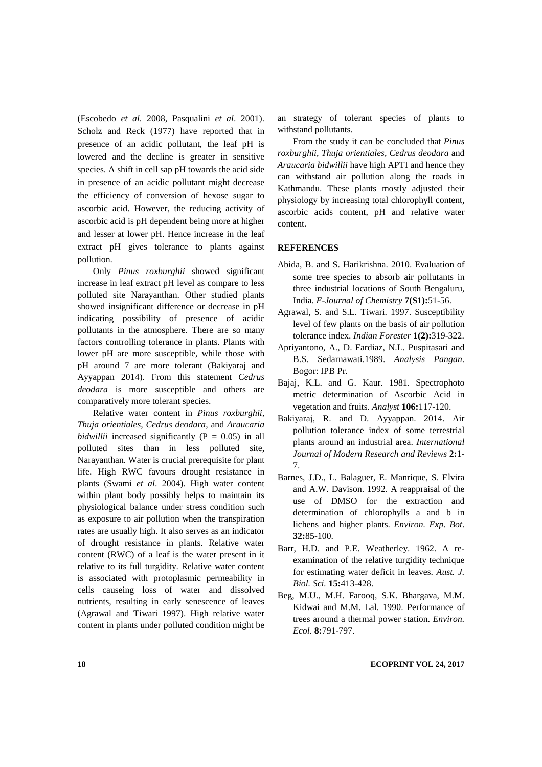(Escobedo *et al*. 2008, Pasqualini *et al*. 2001). Scholz and Reck (1977) have reported that in presence of an acidic pollutant, the leaf pH is lowered and the decline is greater in sensitive species. A shift in cell sap pH towards the acid side in presence of an acidic pollutant might decrease the efficiency of conversion of hexose sugar to ascorbic acid. However, the reducing activity of ascorbic acid is pH dependent being more at higher and lesser at lower pH. Hence increase in the leaf extract pH gives tolerance to plants against pollution.

Only *Pinus roxburghii* showed significant increase in leaf extract pH level as compare to less polluted site Narayanthan. Other studied plants showed insignificant difference or decrease in pH indicating possibility of presence of acidic pollutants in the atmosphere. There are so many factors controlling tolerance in plants. Plants with lower pH are more susceptible, while those with pH around 7 are more tolerant (Bakiyaraj and Ayyappan 2014). From this statement *Cedrus deodara* is more susceptible and others are comparatively more tolerant species.

Relative water content in *Pinus roxburghii*, *Thuja orientiales, Cedrus deodara,* and *Araucaria bidwillii* increased significantly ($P = 0.05$) in all polluted sites than in less polluted site, Narayanthan. Water is crucial prerequisite for plant life. High RWC favours drought resistance in plants (Swami *et al*. 2004). High water content within plant body possibly helps to maintain its physiological balance under stress condition such as exposure to air pollution when the transpiration rates are usually high. It also serves as an indicator of drought resistance in plants. Relative water content (RWC) of a leaf is the water present in it relative to its full turgidity. Relative water content is associated with protoplasmic permeability in cells causeing loss of water and dissolved nutrients, resulting in early senescence of leaves (Agrawal and Tiwari 1997). High relative water content in plants under polluted condition might be an strategy of tolerant species of plants to withstand pollutants.

From the study it can be concluded that *Pinus roxburghii*, *Thuja orientiales*, *Cedrus deodara* and *Araucaria bidwillii* have high APTI and hence they can withstand air pollution along the roads in Kathmandu. These plants mostly adjusted their physiology by increasing total chlorophyll content, ascorbic acids content, pH and relative water content.

## REFERENCES

Abida, B. and S. Harikrishna. 2010. Evaluation of some tree species to absorb air pollutants in three industrial locations of South Bengaluru, India. *E-Journal of Chemistry* **7(S1):**51-56.

Agrawal, S. and S.L. Tiwari. 1997. Susceptibility level of few plants on the basis of air pollution tolerance index. *Indian Forester* **1(2):**319-322.

Apriyantono, A., D. Fardiaz, N.L. Puspitasari and B.S. Sedarnawati.1989. *Analysis Pangan*. Bogor: IPB Pr.

Bajaj, K.L. and G. Kaur. 1981. Spectrophoto metric determination of Ascorbic Acid in vegetation and fruits. *Analyst* **106:**117-120.

Bakiyaraj, R. and D. Ayyappan. 2014. Air pollution tolerance index of some terrestrial plants around an industrial area. *International Journal of Modern Research and Reviews* **2:**1-7.

Barnes, J.D., L. Balaguer, E. Manrique, S. Elvira and A.W. Davison. 1992. A reappraisal of the use of DMSO for the extraction and determination of chlorophylls a and b in lichens and higher plants. *Environ. Exp. Bot*. **32:**85-100.

Barr, H.D. and P.E. Weatherley. 1962. A re-examination of the relative turgidity technique for estimating water deficit in leaves. *Aust. J. Biol. Sci.* **15:**413-428.

Beg, M.U., M.H. Farooq, S.K. Bhargava, M.M. Kidwai and M.M. Lal. 1990. Performance of trees around a thermal power station. *Environ. Ecol.* **8:**791-797.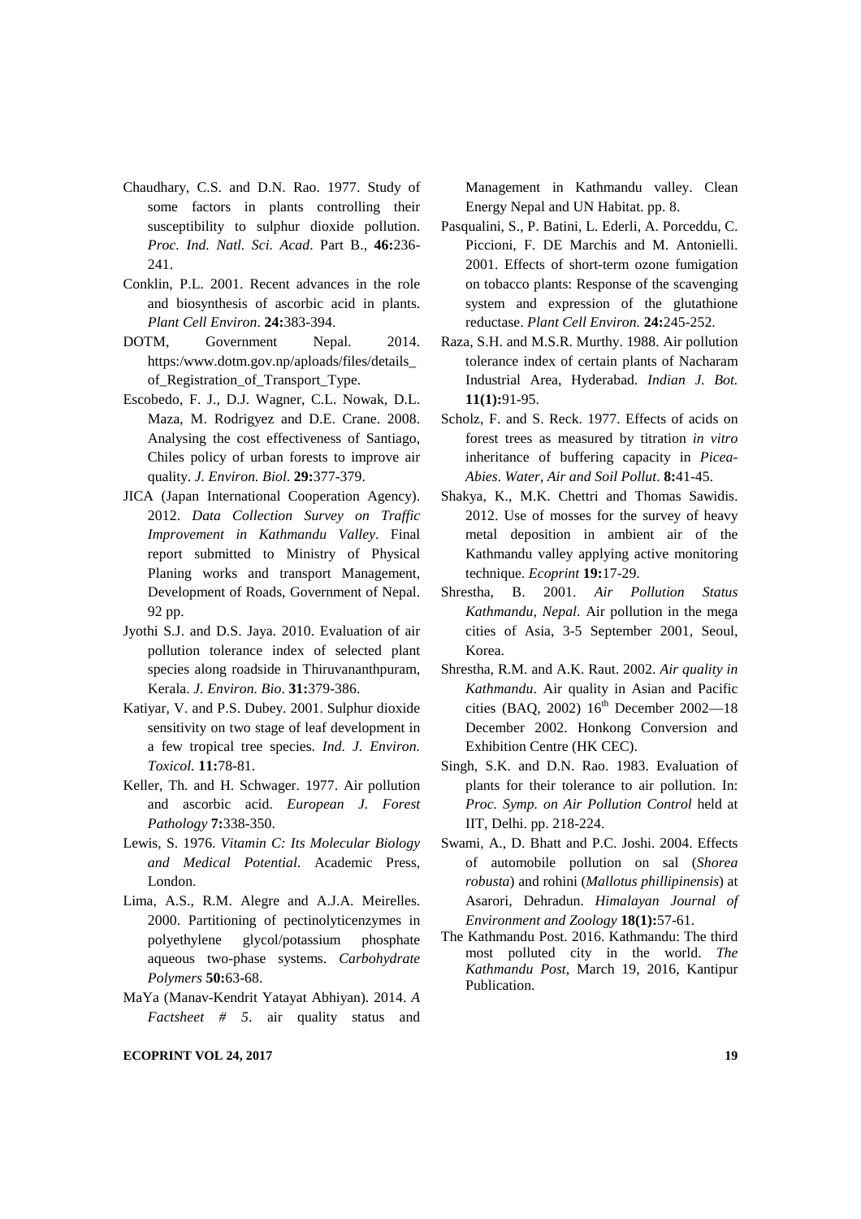Chaudhary, C.S. and D.N. Rao. 1977. Study of some factors in plants controlling their susceptibility to sulphur dioxide pollution. *Proc. Ind. Natl. Sci. Acad*. Part B., **46:**236-241.

Conklin, P.L. 2001. Recent advances in the role and biosynthesis of ascorbic acid in plants. *Plant Cell Environ*. **24:**383-394.

DOTM, Government Nepal. 2014. https:/www.dotm.gov.np/aploads/files/details_of_Registration_of_Transport_Type.

Escobedo, F. J., D.J. Wagner, C.L. Nowak, D.L. Maza, M. Rodrigyez and D.E. Crane. 2008. Analysing the cost effectiveness of Santiago, Chiles policy of urban forests to improve air quality. *J. Environ. Biol*. **29:**377-379.

JICA (Japan International Cooperation Agency). 2012. *Data Collection Survey on Traffic Improvement in Kathmandu Valley*. Final report submitted to Ministry of Physical Planing works and transport Management, Development of Roads, Government of Nepal. 92 pp.

Jyothi S.J. and D.S. Jaya. 2010. Evaluation of air pollution tolerance index of selected plant species along roadside in Thiruvananthpuram, Kerala. *J. Environ. Bio*. **31:**379-386.

Katiyar, V. and P.S. Dubey. 2001. Sulphur dioxide sensitivity on two stage of leaf development in a few tropical tree species. *Ind. J. Environ. Toxicol.* **11:**78-81.

Keller, Th. and H. Schwager. 1977. Air pollution and ascorbic acid. *European J. Forest Pathology* **7:**338-350.

Lewis, S. 1976. *Vitamin C: Its Molecular Biology and Medical Potential*. Academic Press, London.

Lima, A.S., R.M. Alegre and A.J.A. Meirelles. 2000. Partitioning of pectinolyticenzymes in polyethylene glycol/potassium phosphate aqueous two-phase systems. *Carbohydrate Polymers* **50:**63-68.

MaYa (Manav-Kendrit Yatayat Abhiyan). 2014. *A Factsheet # 5*. air quality status and Management in Kathmandu valley. Clean Energy Nepal and UN Habitat. pp. 8.

Pasqualini, S., P. Batini, L. Ederli, A. Porceddu, C. Piccioni, F. DE Marchis and M. Antonielli. 2001. Effects of short-term ozone fumigation on tobacco plants: Response of the scavenging system and expression of the glutathione reductase. *Plant Cell Environ.* **24:**245-252.

Raza, S.H. and M.S.R. Murthy. 1988. Air pollution tolerance index of certain plants of Nacharam Industrial Area, Hyderabad. *Indian J. Bot.* **11(1):**91-95.

Scholz, F. and S. Reck. 1977. Effects of acids on forest trees as measured by titration *in vitro* inheritance of buffering capacity in *Picea-Abies*. *Water, Air and Soil Pollut*. **8:**41-45.

Shakya, K., M.K. Chettri and Thomas Sawidis. 2012. Use of mosses for the survey of heavy metal deposition in ambient air of the Kathmandu valley applying active monitoring technique. *Ecoprint* **19:**17-29.

Shrestha, B. 2001. *Air Pollution Status Kathmandu, Nepal*. Air pollution in the mega cities of Asia, 3-5 September 2001, Seoul, Korea.

Shrestha, R.M. and A.K. Raut. 2002. *Air quality in Kathmandu*. Air quality in Asian and Pacific cities (BAQ, 2002) 16th December 2002—18 December 2002. Honkong Conversion and Exhibition Centre (HK CEC).

Singh, S.K. and D.N. Rao. 1983. Evaluation of plants for their tolerance to air pollution. In: *Proc. Symp. on Air Pollution Control* held at IIT, Delhi. pp. 218-224.

Swami, A., D. Bhatt and P.C. Joshi. 2004. Effects of automobile pollution on sal (*Shorea robusta*) and rohini (*Mallotus phillipinensis*) at Asarori, Dehradun. *Himalayan Journal of Environment and Zoology* **18(1):**57-61.

The Kathmandu Post. 2016. Kathmandu: The third most polluted city in the world. *The Kathmandu Post*, March 19, 2016, Kantipur Publication.